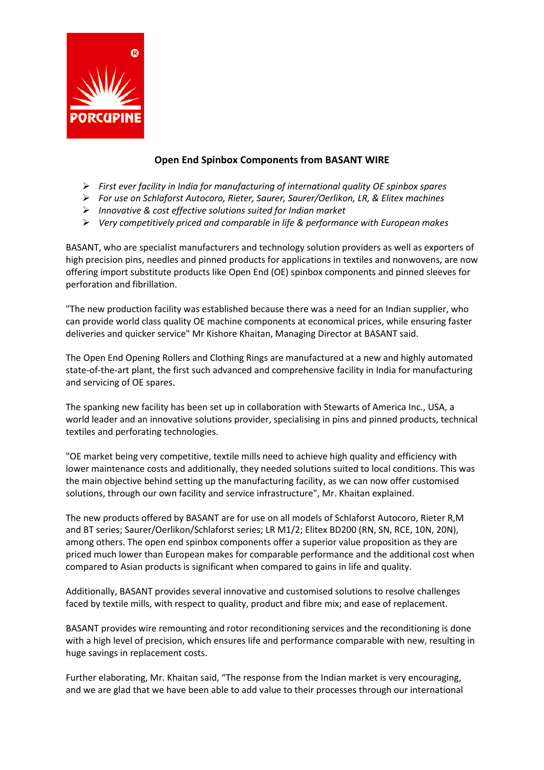## Open End Spinbox Components from BASANT WIRE

- *First ever facility in India for manufacturing of international quality OE spinbox spares*
- *For use on Schlaforst Autocoro, Rieter, Saurer, Saurer/Oerlikon, LR, & Elitex machines*
- *Innovative & cost effective solutions suited for Indian market*
- *Very competitively priced and comparable in life & performance with European makes*

BASANT, who are specialist manufacturers and technology solution providers as well as exporters of high precision pins, needles and pinned products for applications in textiles and nonwovens, are now offering import substitute products like Open End (OE) spinbox components and pinned sleeves for perforation and fibrillation.

"The new production facility was established because there was a need for an Indian supplier, who can provide world class quality OE machine components at economical prices, while ensuring faster deliveries and quicker service" Mr Kishore Khaitan, Managing Director at BASANT said.

The Open End Opening Rollers and Clothing Rings are manufactured at a new and highly automated state-of-the-art plant, the first such advanced and comprehensive facility in India for manufacturing and servicing of OE spares.

The spanking new facility has been set up in collaboration with Stewarts of America Inc., USA, a world leader and an innovative solutions provider, specialising in pins and pinned products, technical textiles and perforating technologies.

"OE market being very competitive, textile mills need to achieve high quality and efficiency with lower maintenance costs and additionally, they needed solutions suited to local conditions. This was the main objective behind setting up the manufacturing facility, as we can now offer customised solutions, through our own facility and service infrastructure", Mr. Khaitan explained.

The new products offered by BASANT are for use on all models of Schlaforst Autocoro, Rieter R,M and BT series; Saurer/Oerlikon/Schlaforst series; LR M1/2; Elitex BD200 (RN, SN, RCE, 10N, 20N), among others. The open end spinbox components offer a superior value proposition as they are priced much lower than European makes for comparable performance and the additional cost when compared to Asian products is significant when compared to gains in life and quality.

Additionally, BASANT provides several innovative and customised solutions to resolve challenges faced by textile mills, with respect to quality, product and fibre mix; and ease of replacement.

BASANT provides wire remounting and rotor reconditioning services and the reconditioning is done with a high level of precision, which ensures life and performance comparable with new, resulting in huge savings in replacement costs.

Further elaborating, Mr. Khaitan said, "The response from the Indian market is very encouraging, and we are glad that we have been able to add value to their processes through our international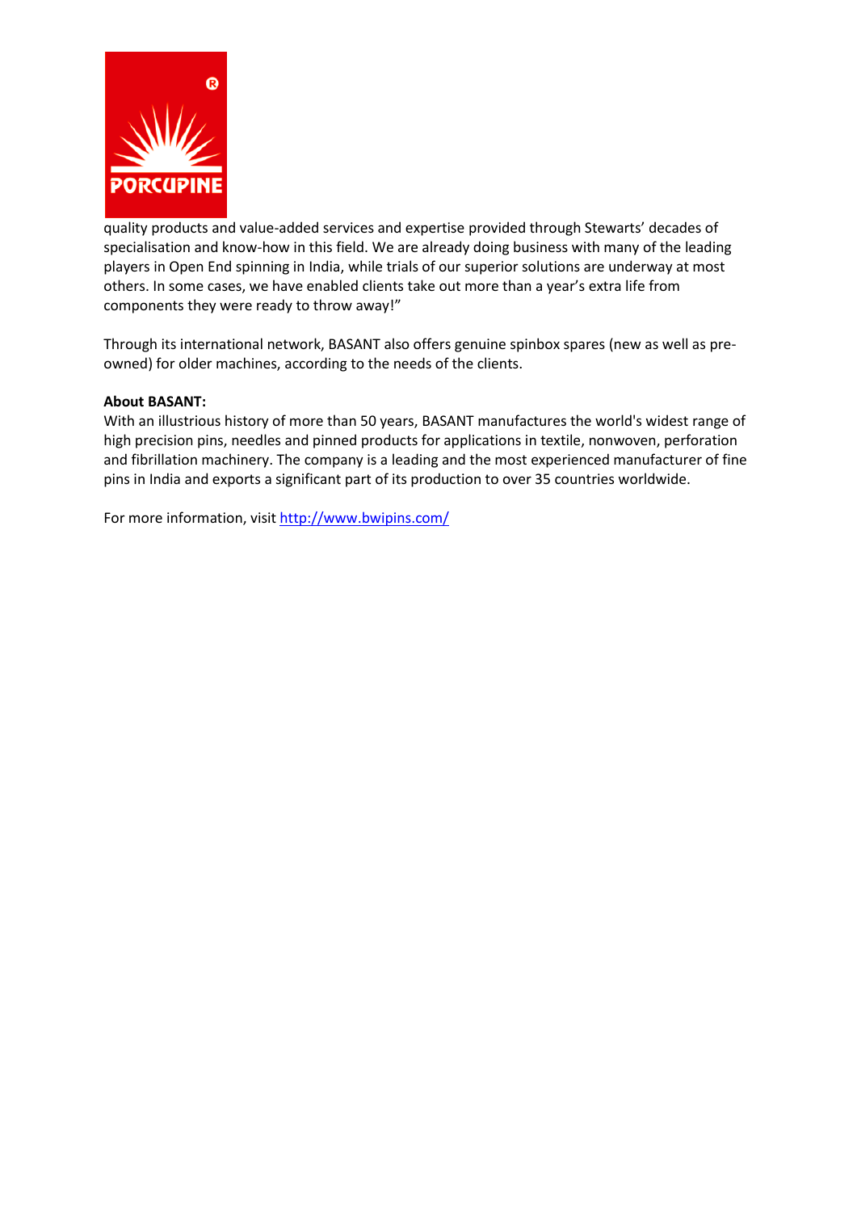quality products and value-added services and expertise provided through Stewarts' decades of specialisation and know-how in this field. We are already doing business with many of the leading players in Open End spinning in India, while trials of our superior solutions are underway at most others. In some cases, we have enabled clients take out more than a year's extra life from components they were ready to throw away!"

Through its international network, BASANT also offers genuine spinbox spares (new as well as pre-owned) for older machines, according to the needs of the clients.

**About BASANT:**

With an illustrious history of more than 50 years, BASANT manufactures the world's widest range of high precision pins, needles and pinned products for applications in textile, nonwoven, perforation and fibrillation machinery. The company is a leading and the most experienced manufacturer of fine pins in India and exports a significant part of its production to over 35 countries worldwide.

For more information, visit [http://www.bwipins.com/](http://www.bwipins.com/)